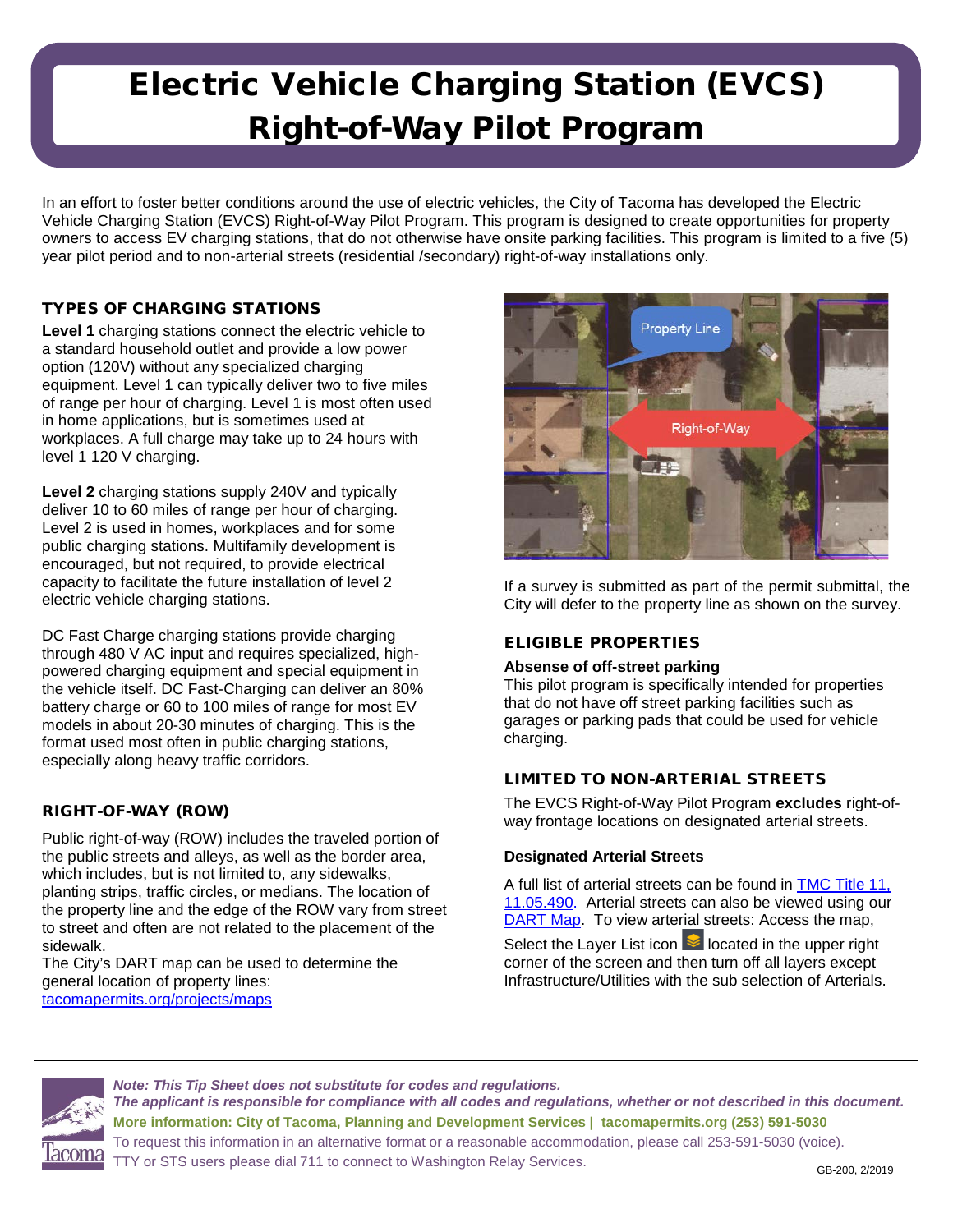# Electric Vehicle Charging Station (EVCS) Right-of-Way Pilot Program

In an effort to foster better conditions around the use of electric vehicles, the City of Tacoma has developed the Electric Vehicle Charging Station (EVCS) Right-of-Way Pilot Program. This program is designed to create opportunities for property owners to access EV charging stations, that do not otherwise have onsite parking facilities. This program is limited to a five (5) year pilot period and to non-arterial streets (residential /secondary) right-of-way installations only.

## TYPES OF CHARGING STATIONS

**Level 1** charging stations connect the electric vehicle to a standard household outlet and provide a low power option (120V) without any specialized charging equipment. Level 1 can typically deliver two to five miles of range per hour of charging. Level 1 is most often used in home applications, but is sometimes used at workplaces. A full charge may take up to 24 hours with level 1 120 V charging.

**Level 2** charging stations supply 240V and typically deliver 10 to 60 miles of range per hour of charging. Level 2 is used in homes, workplaces and for some public charging stations. Multifamily development is encouraged, but not required, to provide electrical capacity to facilitate the future installation of level 2 electric vehicle charging stations.

DC Fast Charge charging stations provide charging through 480 V AC input and requires specialized, high-powered charging equipment and special equipment in the vehicle itself. DC Fast-Charging can deliver an 80% battery charge or 60 to 100 miles of range for most EV models in about 20-30 minutes of charging. This is the format used most often in public charging stations, especially along heavy traffic corridors.

## RIGHT-OF-WAY (ROW)

Public right-of-way (ROW) includes the traveled portion of the public streets and alleys, as well as the border area, which includes, but is not limited to, any sidewalks, planting strips, traffic circles, or medians. The location of the property line and the edge of the ROW vary from street to street and often are not related to the placement of the sidewalk.

The City's DART map can be used to determine the general location of property lines: tacomapermits.org/projects/maps

If a survey is submitted as part of the permit submittal, the City will defer to the property line as shown on the survey.

## ELIGIBLE PROPERTIES

**Absense of off-street parking**

This pilot program is specifically intended for properties that do not have off street parking facilities such as garages or parking pads that could be used for vehicle charging.

## LIMITED TO NON-ARTERIAL STREETS

The EVCS Right-of-Way Pilot Program **excludes** right-of-way frontage locations on designated arterial streets.

**Designated Arterial Streets**

A full list of arterial streets can be found in TMC Title 11, 11.05.490. Arterial streets can also be viewed using our DART Map. To view arterial streets: Access the map, Select the Layer List icon located in the upper right corner of the screen and then turn off all layers except Infrastructure/Utilities with the sub selection of Arterials.

*Note: This Tip Sheet does not substitute for codes and regulations.*
***The applicant is responsible for compliance with all codes and regulations, whether or not described in this document.***

**More information: City of Tacoma, Planning and Development Services | tacomapermits.org (253) 591-5030**

To request this information in an alternative format or a reasonable accommodation, please call 253-591-5030 (voice). TTY or STS users please dial 711 to connect to Washington Relay Services.

GB-200, 2/2019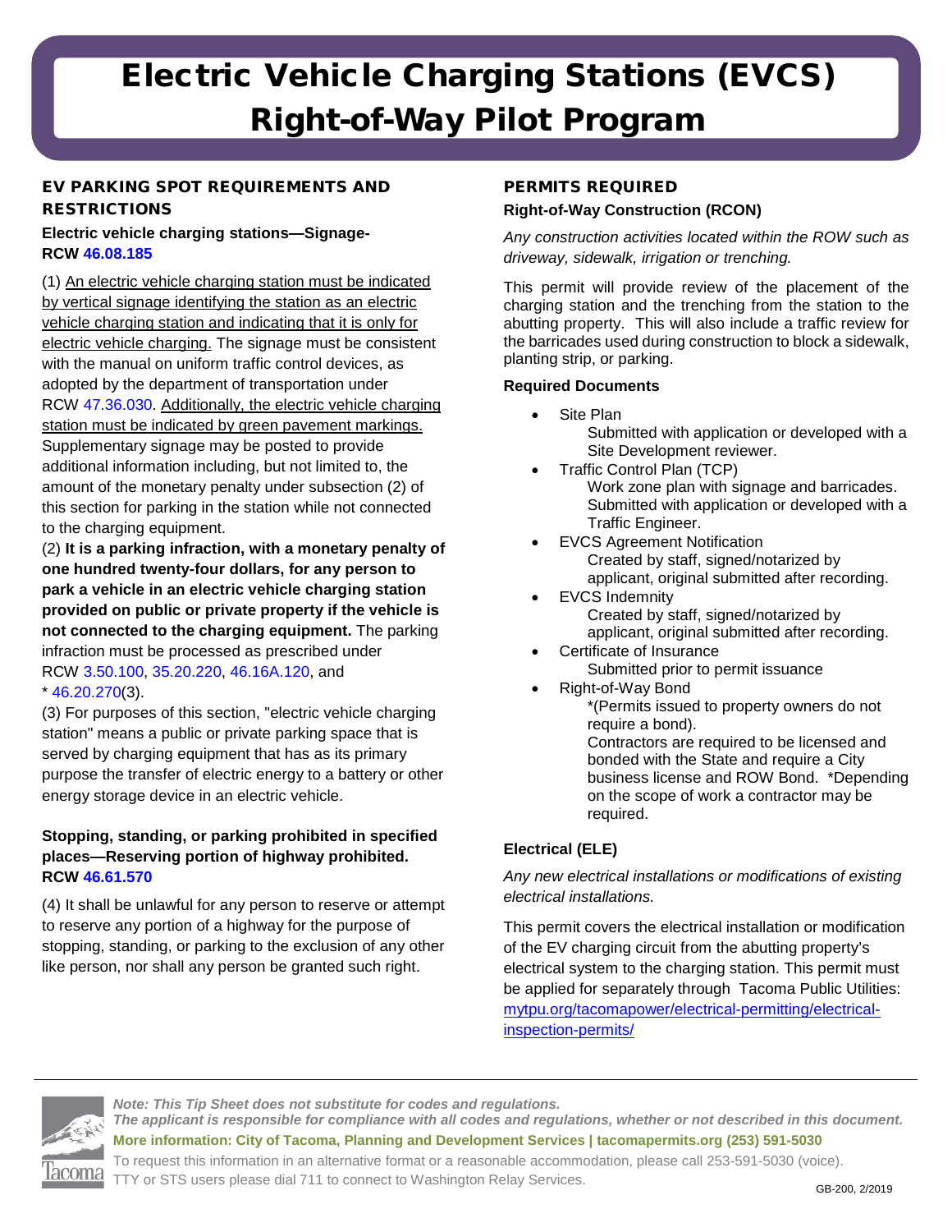# Electric Vehicle Charging Stations (EVCS) Right-of-Way Pilot Program

## EV PARKING SPOT REQUIREMENTS AND RESTRICTIONS

**Electric vehicle charging stations—Signage- RCW 46.08.185**

(1) An electric vehicle charging station must be indicated by vertical signage identifying the station as an electric vehicle charging station and indicating that it is only for electric vehicle charging. The signage must be consistent with the manual on uniform traffic control devices, as adopted by the department of transportation under RCW 47.36.030. Additionally, the electric vehicle charging station must be indicated by green pavement markings. Supplementary signage may be posted to provide additional information including, but not limited to, the amount of the monetary penalty under subsection (2) of this section for parking in the station while not connected to the charging equipment.

(2) **It is a parking infraction, with a monetary penalty of one hundred twenty-four dollars, for any person to park a vehicle in an electric vehicle charging station provided on public or private property if the vehicle is not connected to the charging equipment.** The parking infraction must be processed as prescribed under RCW 3.50.100, 35.20.220, 46.16A.120, and * 46.20.270(3).

(3) For purposes of this section, "electric vehicle charging station" means a public or private parking space that is served by charging equipment that has as its primary purpose the transfer of electric energy to a battery or other energy storage device in an electric vehicle.

**Stopping, standing, or parking prohibited in specified places—Reserving portion of highway prohibited. RCW 46.61.570**

(4) It shall be unlawful for any person to reserve or attempt to reserve any portion of a highway for the purpose of stopping, standing, or parking to the exclusion of any other like person, nor shall any person be granted such right.

## PERMITS REQUIRED

### Right-of-Way Construction (RCON)

*Any construction activities located within the ROW such as driveway, sidewalk, irrigation or trenching.*

This permit will provide review of the placement of the charging station and the trenching from the station to the abutting property. This will also include a traffic review for the barricades used during construction to block a sidewalk, planting strip, or parking.

**Required Documents**

- Site Plan
  - Submitted with application or developed with a Site Development reviewer.
- Traffic Control Plan (TCP)
  - Work zone plan with signage and barricades. Submitted with application or developed with a Traffic Engineer.
- EVCS Agreement Notification
  - Created by staff, signed/notarized by applicant, original submitted after recording.
- EVCS Indemnity
  - Created by staff, signed/notarized by applicant, original submitted after recording.
- Certificate of Insurance
  - Submitted prior to permit issuance
- Right-of-Way Bond
  - *(Permits issued to property owners do not require a bond).
  - Contractors are required to be licensed and bonded with the State and require a City business license and ROW Bond. *Depending on the scope of work a contractor may be required.

### Electrical (ELE)

*Any new electrical installations or modifications of existing electrical installations.*

This permit covers the electrical installation or modification of the EV charging circuit from the abutting property's electrical system to the charging station. This permit must be applied for separately through Tacoma Public Utilities: mytpu.org/tacomapower/electrical-permitting/electrical-inspection-permits/

*Note: This Tip Sheet does not substitute for codes and regulations.*
***The applicant is responsible for compliance with all codes and regulations, whether or not described in this document.***
**More information: City of Tacoma, Planning and Development Services | tacomapermits.org (253) 591-5030**
To request this information in an alternative format or a reasonable accommodation, please call 253-591-5030 (voice). TTY or STS users please dial 711 to connect to Washington Relay Services.

GB-200, 2/2019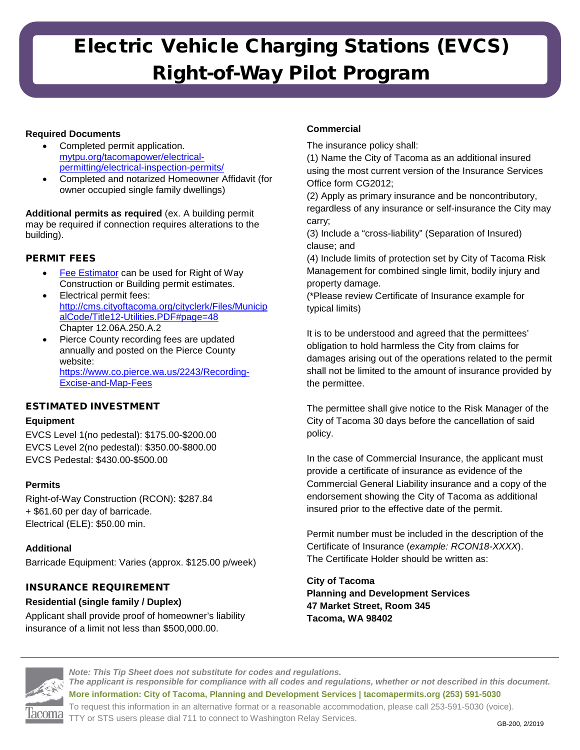# Electric Vehicle Charging Stations (EVCS) Right-of-Way Pilot Program

**Required Documents**

- Completed permit application. [mytpu.org/tacomapower/electrical-permitting/electrical-inspection-permits/](mytpu.org/tacomapower/electrical-permitting/electrical-inspection-permits/)
- Completed and notarized Homeowner Affidavit (for owner occupied single family dwellings)

**Additional permits as required** (ex. A building permit may be required if connection requires alterations to the building).

## PERMIT FEES

- Fee Estimator can be used for Right of Way Construction or Building permit estimates.
- Electrical permit fees: [http://cms.cityoftacoma.org/cityclerk/Files/MunicipalCode/Title12-Utilities.PDF#page=48](http://cms.cityoftacoma.org/cityclerk/Files/MunicipalCode/Title12-Utilities.PDF#page=48) Chapter 12.06A.250.A.2
- Pierce County recording fees are updated annually and posted on the Pierce County website: [https://www.co.pierce.wa.us/2243/Recording-Excise-and-Map-Fees](https://www.co.pierce.wa.us/2243/Recording-Excise-and-Map-Fees)

## ESTIMATED INVESTMENT

**Equipment**

EVCS Level 1(no pedestal): $175.00-$200.00
EVCS Level 2(no pedestal): $350.00-$800.00
EVCS Pedestal: $430.00-$500.00

**Permits**

Right-of-Way Construction (RCON): $287.84 + $61.60 per day of barricade.
Electrical (ELE): $50.00 min.

**Additional**

Barricade Equipment: Varies (approx. $125.00 p/week)

## INSURANCE REQUIREMENT

**Residential (single family / Duplex)**

Applicant shall provide proof of homeowner's liability insurance of a limit not less than $500,000.00.

**Commercial**

The insurance policy shall:
(1) Name the City of Tacoma as an additional insured using the most current version of the Insurance Services Office form CG2012;
(2) Apply as primary insurance and be noncontributory, regardless of any insurance or self-insurance the City may carry;
(3) Include a "cross-liability" (Separation of Insured) clause; and
(4) Include limits of protection set by City of Tacoma Risk Management for combined single limit, bodily injury and property damage.
(*Please review Certificate of Insurance example for typical limits)

It is to be understood and agreed that the permittees' obligation to hold harmless the City from claims for damages arising out of the operations related to the permit shall not be limited to the amount of insurance provided by the permittee.

The permittee shall give notice to the Risk Manager of the City of Tacoma 30 days before the cancellation of said policy.

In the case of Commercial Insurance, the applicant must provide a certificate of insurance as evidence of the Commercial General Liability insurance and a copy of the endorsement showing the City of Tacoma as additional insured prior to the effective date of the permit.

Permit number must be included in the description of the Certificate of Insurance (*example: RCON18-XXXX*).
The Certificate Holder should be written as:

**City of Tacoma**
**Planning and Development Services**
**47 Market Street, Room 345**
**Tacoma, WA 98402**

*Note: This Tip Sheet does not substitute for codes and regulations.*
*The applicant is responsible for compliance with all codes and regulations, whether or not described in this document.*
**More information: City of Tacoma, Planning and Development Services | tacomapermits.org (253) 591-5030**
To request this information in an alternative format or a reasonable accommodation, please call 253-591-5030 (voice). TTY or STS users please dial 711 to connect to Washington Relay Services.

GB-200, 2/2019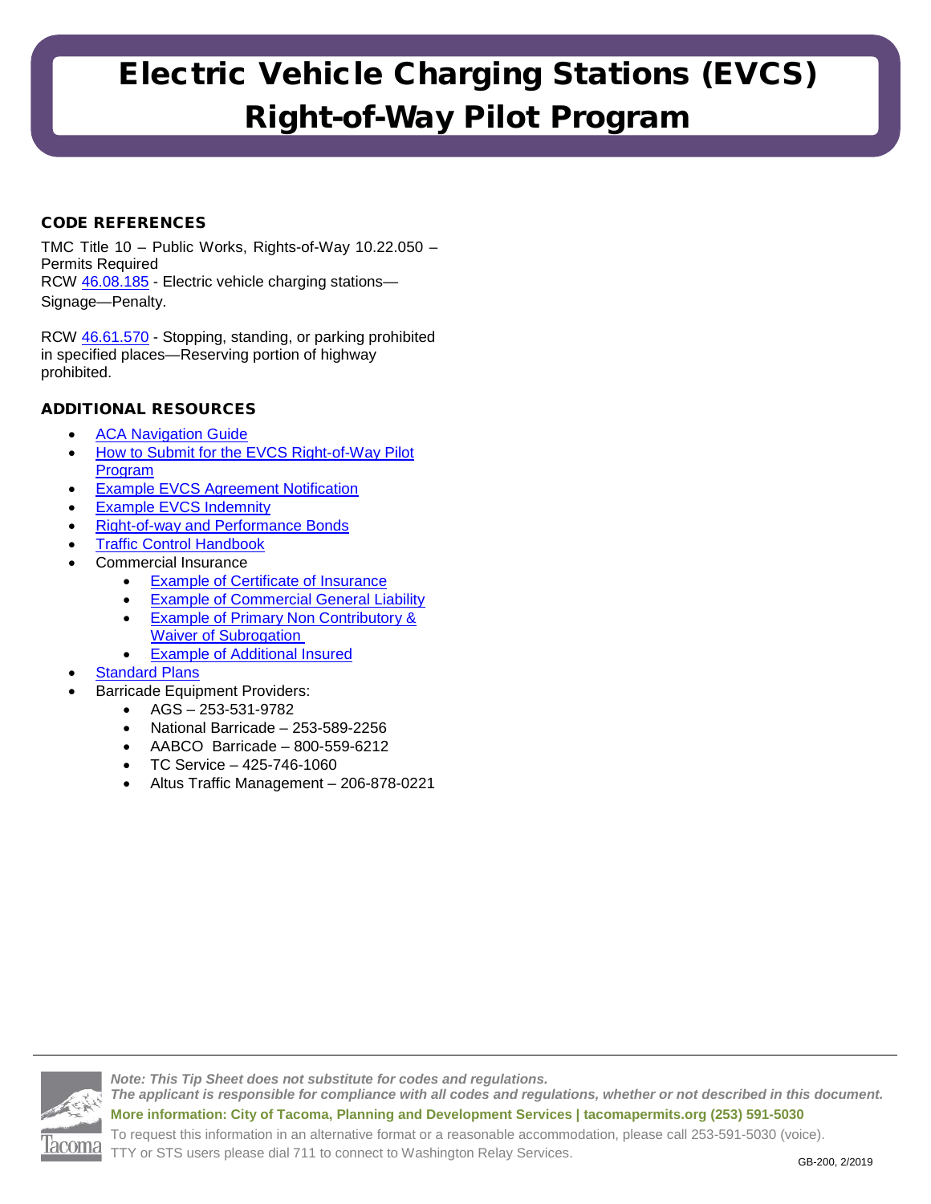# Electric Vehicle Charging Stations (EVCS) Right-of-Way Pilot Program

## CODE REFERENCES

TMC Title 10 – Public Works, Rights-of-Way 10.22.050 – Permits Required
RCW 46.08.185 - Electric vehicle charging stations—Signage—Penalty.

RCW 46.61.570 - Stopping, standing, or parking prohibited in specified places—Reserving portion of highway prohibited.

## ADDITIONAL RESOURCES

- ACA Navigation Guide
- How to Submit for the EVCS Right-of-Way Pilot Program
- Example EVCS Agreement Notification
- Example EVCS Indemnity
- Right-of-way and Performance Bonds
- Traffic Control Handbook
- Commercial Insurance
    - Example of Certificate of Insurance
    - Example of Commercial General Liability
    - Example of Primary Non Contributory & Waiver of Subrogation
    - Example of Additional Insured
- Standard Plans
- Barricade Equipment Providers:
    - AGS – 253-531-9782
    - National Barricade – 253-589-2256
    - AABCO Barricade – 800-559-6212
    - TC Service – 425-746-1060
    - Altus Traffic Management – 206-878-0221

*Note: This Tip Sheet does not substitute for codes and regulations.*
***The applicant is responsible for compliance with all codes and regulations, whether or not described in this document.***

**More information: City of Tacoma, Planning and Development Services | tacomapermits.org (253) 591-5030**

To request this information in an alternative format or a reasonable accommodation, please call 253-591-5030 (voice). TTY or STS users please dial 711 to connect to Washington Relay Services.

GB-200, 2/2019